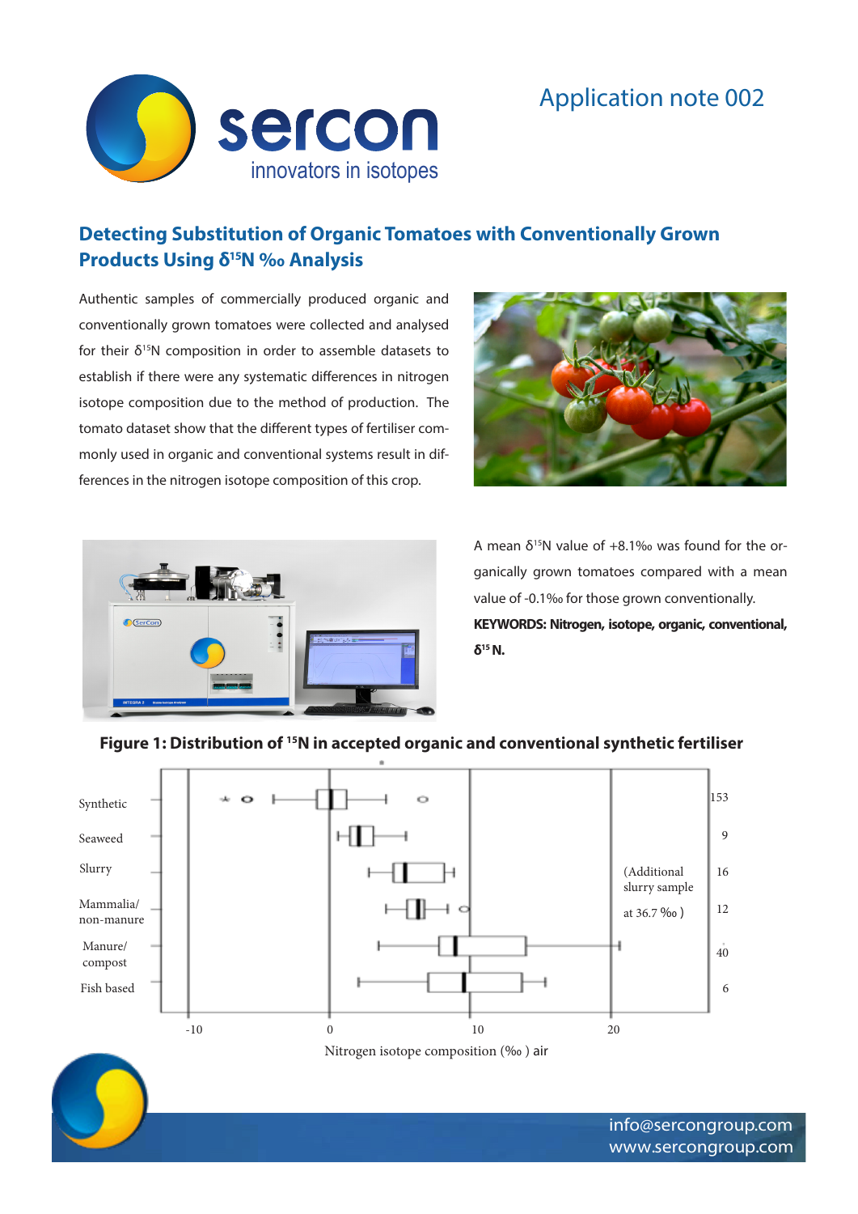Application note 002

## Detecting Substitution of Organic Tomatoes with Conventionally Grown Products Using $\delta^{15}N$ ‰ Analysis

Authentic samples of commercially produced organic and conventionally grown tomatoes were collected and analysed for their $\delta^{15}N$ composition in order to assemble datasets to establish if there were any systematic differences in nitrogen isotope composition due to the method of production. The tomato dataset show that the different types of fertiliser commonly used in organic and conventional systems result in differences in the nitrogen isotope composition of this crop.

A mean $\delta^{15}N$ value of +8.1‰ was found for the organically grown tomatoes compared with a mean value of -0.1‰ for those grown conventionally.

**KEYWORDS: Nitrogen, isotope, organic, conventional, $\delta^{15}N$.**

**Figure 1: Distribution of $^{15}N$ in accepted organic and conventional synthetic fertiliser**

| Fertiliser | n |
|---|---|
| Synthetic | 153 |
| Seaweed | 9 |
| Slurry | 16 |
| Mammalia/ non-manure | 12 |
| Manure/ compost | 40 |
| Fish based | 6 |

(Additional slurry sample at 36.7 ‰ )

Nitrogen isotope composition (‰ ) air

info@sercongroup.com
www.sercongroup.com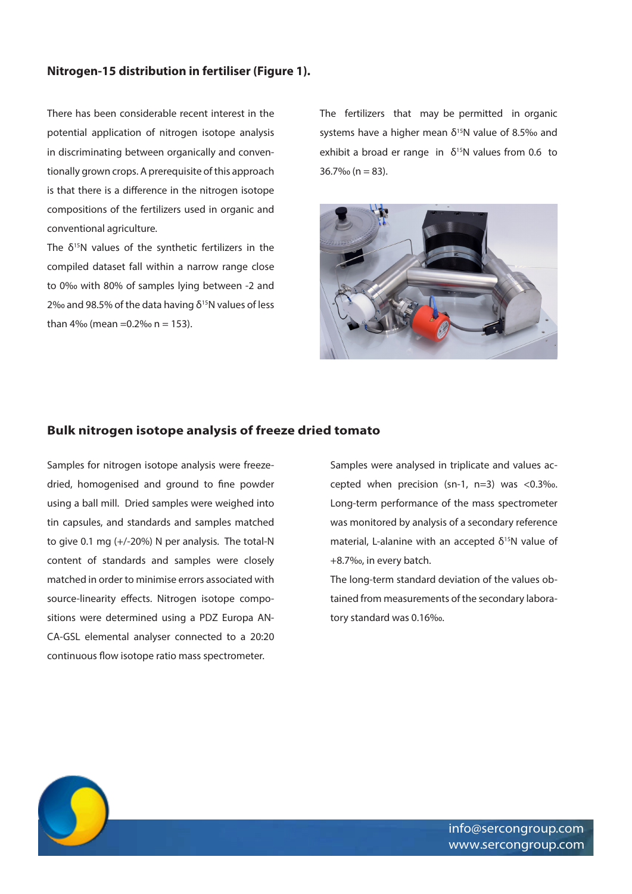### Nitrogen-15 distribution in fertiliser (Figure 1).

There has been considerable recent interest in the potential application of nitrogen isotope analysis in discriminating between organically and conventionally grown crops. A prerequisite of this approach is that there is a difference in the nitrogen isotope compositions of the fertilizers used in organic and conventional agriculture.

The $\delta^{15}$N values of the synthetic fertilizers in the compiled dataset fall within a narrow range close to 0‰ with 80% of samples lying between -2 and 2‰ and 98.5% of the data having $\delta^{15}$N values of less than 4‰ (mean =0.2‰ n = 153).

The fertilizers that may be permitted in organic systems have a higher mean $\delta^{15}$N value of 8.5‰ and exhibit a broad er range in $\delta^{15}$N values from 0.6 to 36.7‰ (n = 83).

### Bulk nitrogen isotope analysis of freeze dried tomato

Samples for nitrogen isotope analysis were freeze-dried, homogenised and ground to fine powder using a ball mill. Dried samples were weighed into tin capsules, and standards and samples matched to give 0.1 mg (+/-20%) N per analysis. The total-N content of standards and samples were closely matched in order to minimise errors associated with source-linearity effects. Nitrogen isotope compositions were determined using a PDZ Europa ANCA-GSL elemental analyser connected to a 20:20 continuous flow isotope ratio mass spectrometer.

Samples were analysed in triplicate and values accepted when precision (sn-1, n=3) was <0.3‰. Long-term performance of the mass spectrometer was monitored by analysis of a secondary reference material, L-alanine with an accepted $\delta^{15}$N value of +8.7‰, in every batch.

The long-term standard deviation of the values obtained from measurements of the secondary laboratory standard was 0.16‰.

info@sercongroup.com
www.sercongroup.com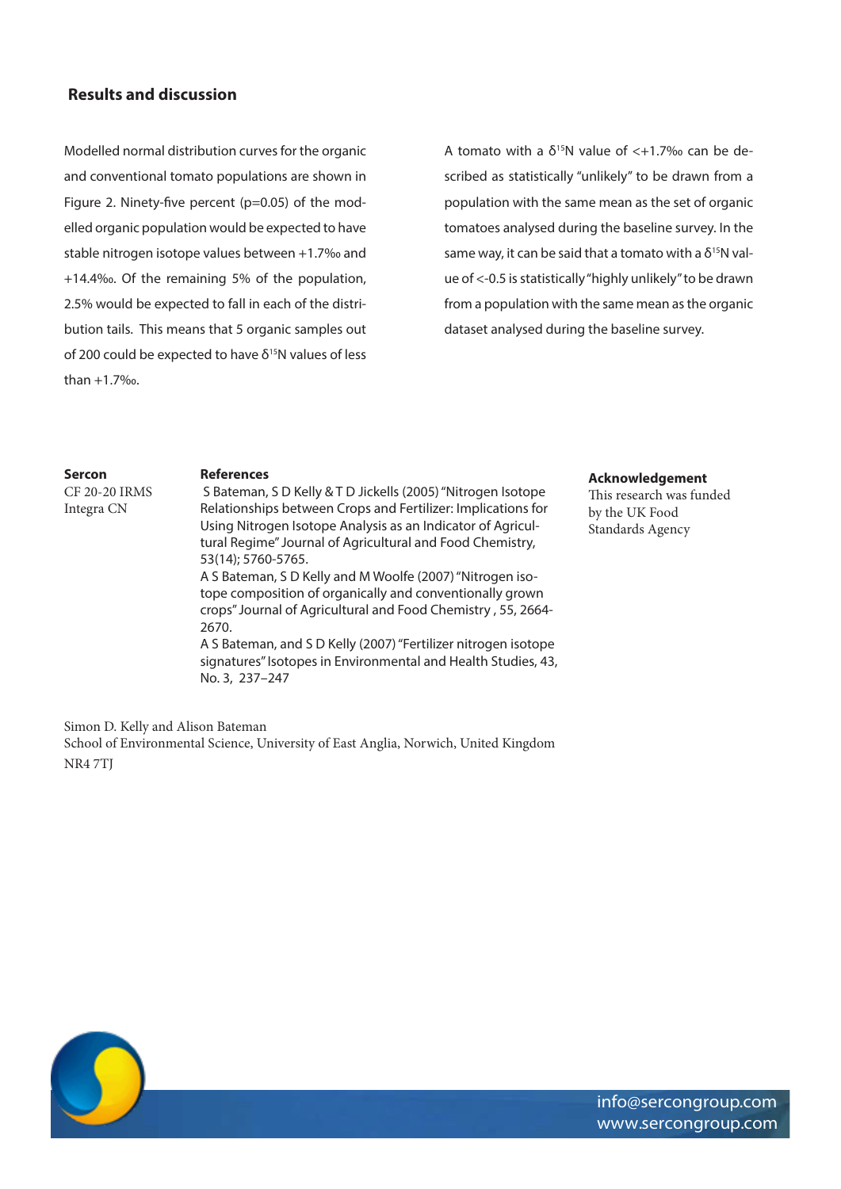## Results and discussion

Modelled normal distribution curves for the organic and conventional tomato populations are shown in Figure 2. Ninety-five percent (p=0.05) of the modelled organic population would be expected to have stable nitrogen isotope values between +1.7‰ and +14.4‰. Of the remaining 5% of the population, 2.5% would be expected to fall in each of the distribution tails. This means that 5 organic samples out of 200 could be expected to have $\delta^{15}N$ values of less than +1.7‰.

A tomato with a $\delta^{15}N$ value of <+1.7‰ can be described as statistically "unlikely" to be drawn from a population with the same mean as the set of organic tomatoes analysed during the baseline survey. In the same way, it can be said that a tomato with a $\delta^{15}N$ value of <-0.5 is statistically "highly unlikely" to be drawn from a population with the same mean as the organic dataset analysed during the baseline survey.

**Sercon**
CF 20-20 IRMS
Integra CN

**References**

S Bateman, S D Kelly & T D Jickells (2005) "Nitrogen Isotope Relationships between Crops and Fertilizer: Implications for Using Nitrogen Isotope Analysis as an Indicator of Agricultural Regime" Journal of Agricultural and Food Chemistry, 53(14); 5760-5765.

A S Bateman, S D Kelly and M Woolfe (2007) "Nitrogen isotope composition of organically and conventionally grown crops" Journal of Agricultural and Food Chemistry , 55, 2664-2670.

A S Bateman, and S D Kelly (2007) "Fertilizer nitrogen isotope signatures" Isotopes in Environmental and Health Studies, 43, No. 3, 237–247

**Acknowledgement**
This research was funded by the UK Food Standards Agency

Simon D. Kelly and Alison Bateman
School of Environmental Science, University of East Anglia, Norwich, United Kingdom
NR4 7TJ

info@sercongroup.com
www.sercongroup.com